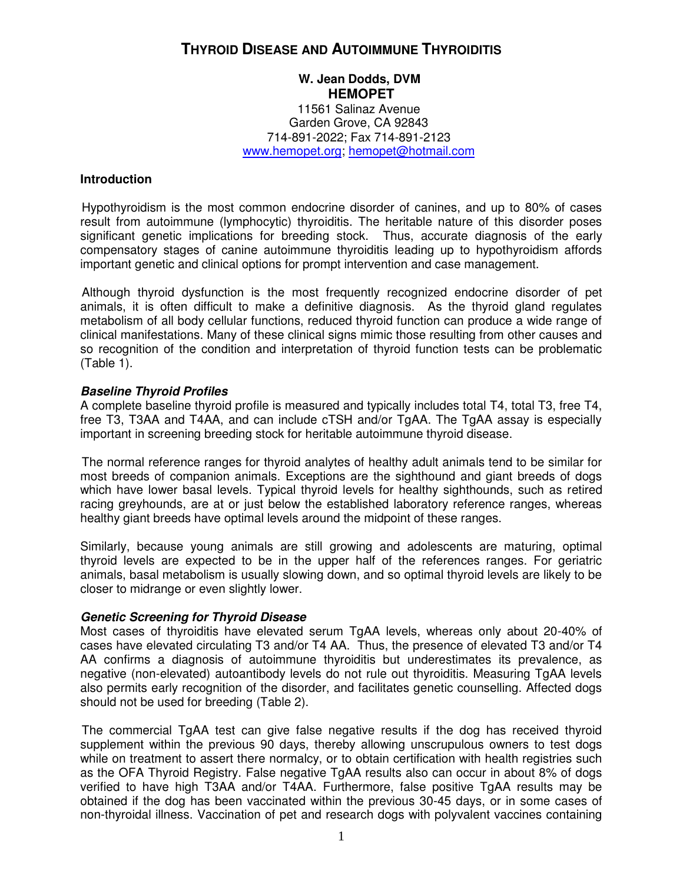# THYROID DISEASE AND AUTOIMMUNE THYROIDITIS

**W. Jean Dodds, DVM**
**HEMOPET**
11561 Salinaz Avenue
Garden Grove, CA 92843
714-891-2022; Fax 714-891-2123
www.hemopet.org; hemopet@hotmail.com

### Introduction

Hypothyroidism is the most common endocrine disorder of canines, and up to 80% of cases result from autoimmune (lymphocytic) thyroiditis. The heritable nature of this disorder poses significant genetic implications for breeding stock. Thus, accurate diagnosis of the early compensatory stages of canine autoimmune thyroiditis leading up to hypothyroidism affords important genetic and clinical options for prompt intervention and case management.

Although thyroid dysfunction is the most frequently recognized endocrine disorder of pet animals, it is often difficult to make a definitive diagnosis. As the thyroid gland regulates metabolism of all body cellular functions, reduced thyroid function can produce a wide range of clinical manifestations. Many of these clinical signs mimic those resulting from other causes and so recognition of the condition and interpretation of thyroid function tests can be problematic (Table 1).

#### *Baseline Thyroid Profiles*

A complete baseline thyroid profile is measured and typically includes total T4, total T3, free T4, free T3, T3AA and T4AA, and can include cTSH and/or TgAA. The TgAA assay is especially important in screening breeding stock for heritable autoimmune thyroid disease.

The normal reference ranges for thyroid analytes of healthy adult animals tend to be similar for most breeds of companion animals. Exceptions are the sighthound and giant breeds of dogs which have lower basal levels. Typical thyroid levels for healthy sighthounds, such as retired racing greyhounds, are at or just below the established laboratory reference ranges, whereas healthy giant breeds have optimal levels around the midpoint of these ranges.

Similarly, because young animals are still growing and adolescents are maturing, optimal thyroid levels are expected to be in the upper half of the references ranges. For geriatric animals, basal metabolism is usually slowing down, and so optimal thyroid levels are likely to be closer to midrange or even slightly lower.

#### *Genetic Screening for Thyroid Disease*

Most cases of thyroiditis have elevated serum TgAA levels, whereas only about 20-40% of cases have elevated circulating T3 and/or T4 AA. Thus, the presence of elevated T3 and/or T4 AA confirms a diagnosis of autoimmune thyroiditis but underestimates its prevalence, as negative (non-elevated) autoantibody levels do not rule out thyroiditis. Measuring TgAA levels also permits early recognition of the disorder, and facilitates genetic counselling. Affected dogs should not be used for breeding (Table 2).

The commercial TgAA test can give false negative results if the dog has received thyroid supplement within the previous 90 days, thereby allowing unscrupulous owners to test dogs while on treatment to assert there normalcy, or to obtain certification with health registries such as the OFA Thyroid Registry. False negative TgAA results also can occur in about 8% of dogs verified to have high T3AA and/or T4AA. Furthermore, false positive TgAA results may be obtained if the dog has been vaccinated within the previous 30-45 days, or in some cases of non-thyroidal illness. Vaccination of pet and research dogs with polyvalent vaccines containing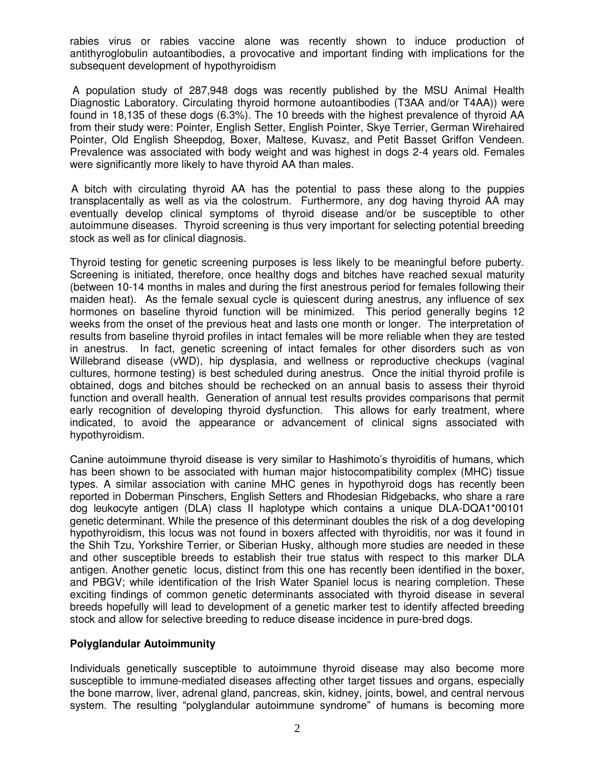rabies virus or rabies vaccine alone was recently shown to induce production of antithyroglobulin autoantibodies, a provocative and important finding with implications for the subsequent development of hypothyroidism

A population study of 287,948 dogs was recently published by the MSU Animal Health Diagnostic Laboratory. Circulating thyroid hormone autoantibodies (T3AA and/or T4AA)) were found in 18,135 of these dogs (6.3%). The 10 breeds with the highest prevalence of thyroid AA from their study were: Pointer, English Setter, English Pointer, Skye Terrier, German Wirehaired Pointer, Old English Sheepdog, Boxer, Maltese, Kuvasz, and Petit Basset Griffon Vendeen. Prevalence was associated with body weight and was highest in dogs 2-4 years old. Females were significantly more likely to have thyroid AA than males.

A bitch with circulating thyroid AA has the potential to pass these along to the puppies transplacentally as well as via the colostrum. Furthermore, any dog having thyroid AA may eventually develop clinical symptoms of thyroid disease and/or be susceptible to other autoimmune diseases. Thyroid screening is thus very important for selecting potential breeding stock as well as for clinical diagnosis.

Thyroid testing for genetic screening purposes is less likely to be meaningful before puberty. Screening is initiated, therefore, once healthy dogs and bitches have reached sexual maturity (between 10-14 months in males and during the first anestrous period for females following their maiden heat). As the female sexual cycle is quiescent during anestrus, any influence of sex hormones on baseline thyroid function will be minimized. This period generally begins 12 weeks from the onset of the previous heat and lasts one month or longer. The interpretation of results from baseline thyroid profiles in intact females will be more reliable when they are tested in anestrus. In fact, genetic screening of intact females for other disorders such as von Willebrand disease (vWD), hip dysplasia, and wellness or reproductive checkups (vaginal cultures, hormone testing) is best scheduled during anestrus. Once the initial thyroid profile is obtained, dogs and bitches should be rechecked on an annual basis to assess their thyroid function and overall health. Generation of annual test results provides comparisons that permit early recognition of developing thyroid dysfunction. This allows for early treatment, where indicated, to avoid the appearance or advancement of clinical signs associated with hypothyroidism.

Canine autoimmune thyroid disease is very similar to Hashimoto's thyroiditis of humans, which has been shown to be associated with human major histocompatibility complex (MHC) tissue types. A similar association with canine MHC genes in hypothyroid dogs has recently been reported in Doberman Pinschers, English Setters and Rhodesian Ridgebacks, who share a rare dog leukocyte antigen (DLA) class II haplotype which contains a unique DLA-DQA1*00101 genetic determinant. While the presence of this determinant doubles the risk of a dog developing hypothyroidism, this locus was not found in boxers affected with thyroiditis, nor was it found in the Shih Tzu, Yorkshire Terrier, or Siberian Husky, although more studies are needed in these and other susceptible breeds to establish their true status with respect to this marker DLA antigen. Another genetic locus, distinct from this one has recently been identified in the boxer, and PBGV; while identification of the Irish Water Spaniel locus is nearing completion. These exciting findings of common genetic determinants associated with thyroid disease in several breeds hopefully will lead to development of a genetic marker test to identify affected breeding stock and allow for selective breeding to reduce disease incidence in pure-bred dogs.

**Polyglandular Autoimmunity**

Individuals genetically susceptible to autoimmune thyroid disease may also become more susceptible to immune-mediated diseases affecting other target tissues and organs, especially the bone marrow, liver, adrenal gland, pancreas, skin, kidney, joints, bowel, and central nervous system. The resulting "polyglandular autoimmune syndrome" of humans is becoming more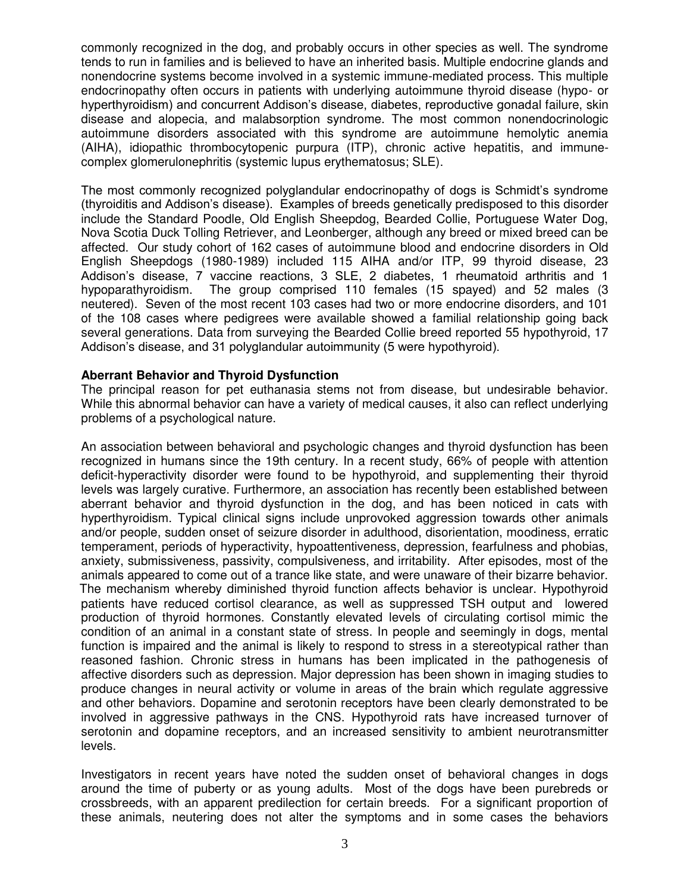commonly recognized in the dog, and probably occurs in other species as well. The syndrome tends to run in families and is believed to have an inherited basis. Multiple endocrine glands and nonendocrine systems become involved in a systemic immune-mediated process. This multiple endocrinopathy often occurs in patients with underlying autoimmune thyroid disease (hypo- or hyperthyroidism) and concurrent Addison's disease, diabetes, reproductive gonadal failure, skin disease and alopecia, and malabsorption syndrome. The most common nonendocrinologic autoimmune disorders associated with this syndrome are autoimmune hemolytic anemia (AIHA), idiopathic thrombocytopenic purpura (ITP), chronic active hepatitis, and immune-complex glomerulonephritis (systemic lupus erythematosus; SLE).

The most commonly recognized polyglandular endocrinopathy of dogs is Schmidt's syndrome (thyroiditis and Addison's disease). Examples of breeds genetically predisposed to this disorder include the Standard Poodle, Old English Sheepdog, Bearded Collie, Portuguese Water Dog, Nova Scotia Duck Tolling Retriever, and Leonberger, although any breed or mixed breed can be affected. Our study cohort of 162 cases of autoimmune blood and endocrine disorders in Old English Sheepdogs (1980-1989) included 115 AIHA and/or ITP, 99 thyroid disease, 23 Addison's disease, 7 vaccine reactions, 3 SLE, 2 diabetes, 1 rheumatoid arthritis and 1 hypoparathyroidism. The group comprised 110 females (15 spayed) and 52 males (3 neutered). Seven of the most recent 103 cases had two or more endocrine disorders, and 101 of the 108 cases where pedigrees were available showed a familial relationship going back several generations. Data from surveying the Bearded Collie breed reported 55 hypothyroid, 17 Addison's disease, and 31 polyglandular autoimmunity (5 were hypothyroid).

**Aberrant Behavior and Thyroid Dysfunction**

The principal reason for pet euthanasia stems not from disease, but undesirable behavior. While this abnormal behavior can have a variety of medical causes, it also can reflect underlying problems of a psychological nature.

An association between behavioral and psychologic changes and thyroid dysfunction has been recognized in humans since the 19th century. In a recent study, 66% of people with attention deficit-hyperactivity disorder were found to be hypothyroid, and supplementing their thyroid levels was largely curative. Furthermore, an association has recently been established between aberrant behavior and thyroid dysfunction in the dog, and has been noticed in cats with hyperthyroidism. Typical clinical signs include unprovoked aggression towards other animals and/or people, sudden onset of seizure disorder in adulthood, disorientation, moodiness, erratic temperament, periods of hyperactivity, hypoattentiveness, depression, fearfulness and phobias, anxiety, submissiveness, passivity, compulsiveness, and irritability. After episodes, most of the animals appeared to come out of a trance like state, and were unaware of their bizarre behavior. The mechanism whereby diminished thyroid function affects behavior is unclear. Hypothyroid patients have reduced cortisol clearance, as well as suppressed TSH output and lowered production of thyroid hormones. Constantly elevated levels of circulating cortisol mimic the condition of an animal in a constant state of stress. In people and seemingly in dogs, mental function is impaired and the animal is likely to respond to stress in a stereotypical rather than reasoned fashion. Chronic stress in humans has been implicated in the pathogenesis of affective disorders such as depression. Major depression has been shown in imaging studies to produce changes in neural activity or volume in areas of the brain which regulate aggressive and other behaviors. Dopamine and serotonin receptors have been clearly demonstrated to be involved in aggressive pathways in the CNS. Hypothyroid rats have increased turnover of serotonin and dopamine receptors, and an increased sensitivity to ambient neurotransmitter levels.

Investigators in recent years have noted the sudden onset of behavioral changes in dogs around the time of puberty or as young adults. Most of the dogs have been purebreds or crossbreeds, with an apparent predilection for certain breeds. For a significant proportion of these animals, neutering does not alter the symptoms and in some cases the behaviors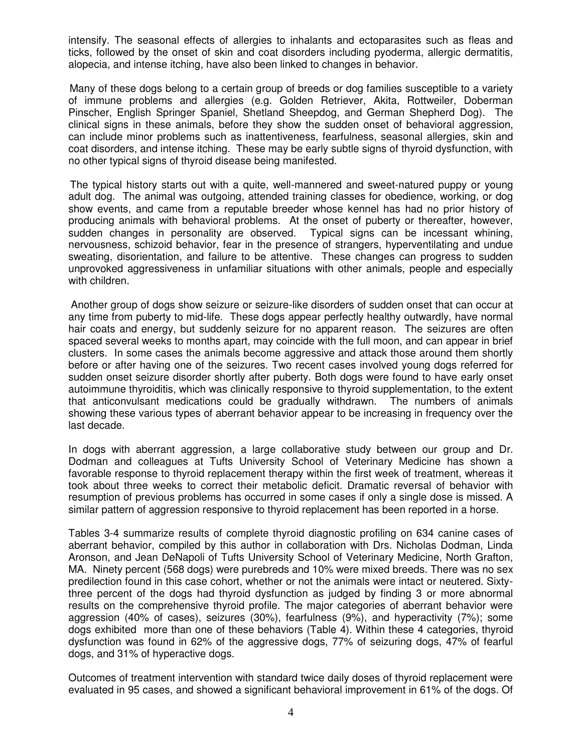intensify. The seasonal effects of allergies to inhalants and ectoparasites such as fleas and ticks, followed by the onset of skin and coat disorders including pyoderma, allergic dermatitis, alopecia, and intense itching, have also been linked to changes in behavior.

Many of these dogs belong to a certain group of breeds or dog families susceptible to a variety of immune problems and allergies (e.g. Golden Retriever, Akita, Rottweiler, Doberman Pinscher, English Springer Spaniel, Shetland Sheepdog, and German Shepherd Dog). The clinical signs in these animals, before they show the sudden onset of behavioral aggression, can include minor problems such as inattentiveness, fearfulness, seasonal allergies, skin and coat disorders, and intense itching. These may be early subtle signs of thyroid dysfunction, with no other typical signs of thyroid disease being manifested.

The typical history starts out with a quite, well-mannered and sweet-natured puppy or young adult dog. The animal was outgoing, attended training classes for obedience, working, or dog show events, and came from a reputable breeder whose kennel has had no prior history of producing animals with behavioral problems. At the onset of puberty or thereafter, however, sudden changes in personality are observed. Typical signs can be incessant whining, nervousness, schizoid behavior, fear in the presence of strangers, hyperventilating and undue sweating, disorientation, and failure to be attentive. These changes can progress to sudden unprovoked aggressiveness in unfamiliar situations with other animals, people and especially with children.

Another group of dogs show seizure or seizure-like disorders of sudden onset that can occur at any time from puberty to mid-life. These dogs appear perfectly healthy outwardly, have normal hair coats and energy, but suddenly seizure for no apparent reason. The seizures are often spaced several weeks to months apart, may coincide with the full moon, and can appear in brief clusters. In some cases the animals become aggressive and attack those around them shortly before or after having one of the seizures. Two recent cases involved young dogs referred for sudden onset seizure disorder shortly after puberty. Both dogs were found to have early onset autoimmune thyroiditis, which was clinically responsive to thyroid supplementation, to the extent that anticonvulsant medications could be gradually withdrawn. The numbers of animals showing these various types of aberrant behavior appear to be increasing in frequency over the last decade.

In dogs with aberrant aggression, a large collaborative study between our group and Dr. Dodman and colleagues at Tufts University School of Veterinary Medicine has shown a favorable response to thyroid replacement therapy within the first week of treatment, whereas it took about three weeks to correct their metabolic deficit. Dramatic reversal of behavior with resumption of previous problems has occurred in some cases if only a single dose is missed. A similar pattern of aggression responsive to thyroid replacement has been reported in a horse.

Tables 3-4 summarize results of complete thyroid diagnostic profiling on 634 canine cases of aberrant behavior, compiled by this author in collaboration with Drs. Nicholas Dodman, Linda Aronson, and Jean DeNapoli of Tufts University School of Veterinary Medicine, North Grafton, MA. Ninety percent (568 dogs) were purebreds and 10% were mixed breeds. There was no sex predilection found in this case cohort, whether or not the animals were intact or neutered. Sixty-three percent of the dogs had thyroid dysfunction as judged by finding 3 or more abnormal results on the comprehensive thyroid profile. The major categories of aberrant behavior were aggression (40% of cases), seizures (30%), fearfulness (9%), and hyperactivity (7%); some dogs exhibited more than one of these behaviors (Table 4). Within these 4 categories, thyroid dysfunction was found in 62% of the aggressive dogs, 77% of seizuring dogs, 47% of fearful dogs, and 31% of hyperactive dogs.

Outcomes of treatment intervention with standard twice daily doses of thyroid replacement were evaluated in 95 cases, and showed a significant behavioral improvement in 61% of the dogs. Of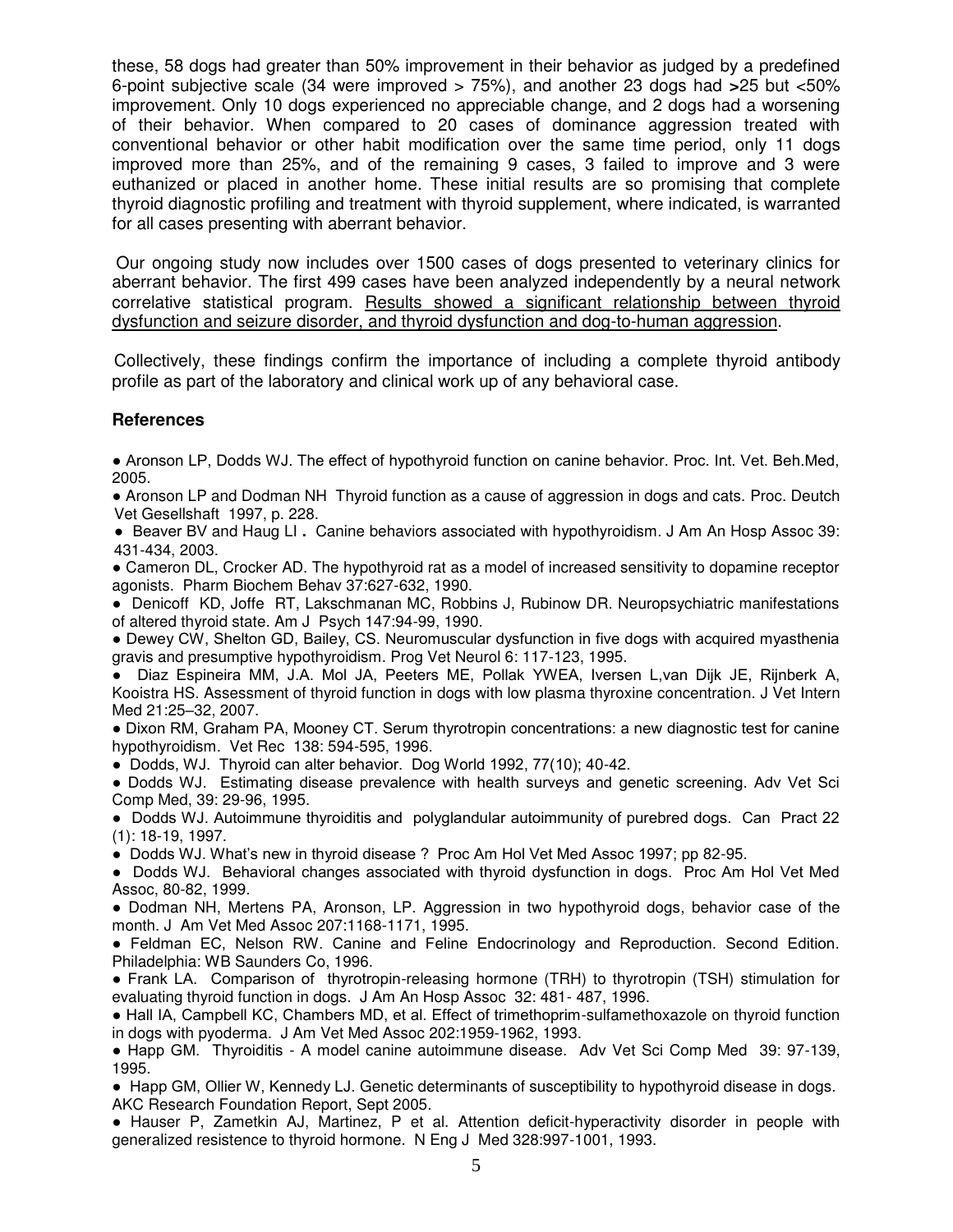these, 58 dogs had greater than 50% improvement in their behavior as judged by a predefined 6-point subjective scale (34 were improved > 75%), and another 23 dogs had >25 but <50% improvement. Only 10 dogs experienced no appreciable change, and 2 dogs had a worsening of their behavior. When compared to 20 cases of dominance aggression treated with conventional behavior or other habit modification over the same time period, only 11 dogs improved more than 25%, and of the remaining 9 cases, 3 failed to improve and 3 were euthanized or placed in another home. These initial results are so promising that complete thyroid diagnostic profiling and treatment with thyroid supplement, where indicated, is warranted for all cases presenting with aberrant behavior.

Our ongoing study now includes over 1500 cases of dogs presented to veterinary clinics for aberrant behavior. The first 499 cases have been analyzed independently by a neural network correlative statistical program. <u>Results showed a significant relationship between thyroid dysfunction and seizure disorder, and thyroid dysfunction and dog-to-human aggression</u>.

Collectively, these findings confirm the importance of including a complete thyroid antibody profile as part of the laboratory and clinical work up of any behavioral case.

### References

- Aronson LP, Dodds WJ. The effect of hypothyroid function on canine behavior. Proc. Int. Vet. Beh.Med, 2005.
- Aronson LP and Dodman NH Thyroid function as a cause of aggression in dogs and cats. Proc. Deutch Vet Gesellshaft 1997, p. 228.
- Beaver BV and Haug LI . Canine behaviors associated with hypothyroidism. J Am An Hosp Assoc 39: 431-434, 2003.
- Cameron DL, Crocker AD. The hypothyroid rat as a model of increased sensitivity to dopamine receptor agonists. Pharm Biochem Behav 37:627-632, 1990.
- Denicoff KD, Joffe RT, Lakschmanan MC, Robbins J, Rubinow DR. Neuropsychiatric manifestations of altered thyroid state. Am J Psych 147:94-99, 1990.
- Dewey CW, Shelton GD, Bailey, CS. Neuromuscular dysfunction in five dogs with acquired myasthenia gravis and presumptive hypothyroidism. Prog Vet Neurol 6: 117-123, 1995.
- Diaz Espineira MM, J.A. Mol JA, Peeters ME, Pollak YWEA, Iversen L,van Dijk JE, Rijnberk A, Kooistra HS. Assessment of thyroid function in dogs with low plasma thyroxine concentration. J Vet Intern Med 21:25–32, 2007.
- Dixon RM, Graham PA, Mooney CT. Serum thyrotropin concentrations: a new diagnostic test for canine hypothyroidism. Vet Rec 138: 594-595, 1996.
- Dodds, WJ. Thyroid can alter behavior. Dog World 1992, 77(10); 40-42.
- Dodds WJ. Estimating disease prevalence with health surveys and genetic screening. Adv Vet Sci Comp Med, 39: 29-96, 1995.
- Dodds WJ. Autoimmune thyroiditis and polyglandular autoimmunity of purebred dogs. Can Pract 22 (1): 18-19, 1997.
- Dodds WJ. What's new in thyroid disease ? Proc Am Hol Vet Med Assoc 1997; pp 82-95.
- Dodds WJ. Behavioral changes associated with thyroid dysfunction in dogs. Proc Am Hol Vet Med Assoc, 80-82, 1999.
- Dodman NH, Mertens PA, Aronson, LP. Aggression in two hypothyroid dogs, behavior case of the month. J Am Vet Med Assoc 207:1168-1171, 1995.
- Feldman EC, Nelson RW. Canine and Feline Endocrinology and Reproduction. Second Edition. Philadelphia: WB Saunders Co, 1996.
- Frank LA. Comparison of thyrotropin-releasing hormone (TRH) to thyrotropin (TSH) stimulation for evaluating thyroid function in dogs. J Am An Hosp Assoc 32: 481- 487, 1996.
- Hall IA, Campbell KC, Chambers MD, et al. Effect of trimethoprim-sulfamethoxazole on thyroid function in dogs with pyoderma. J Am Vet Med Assoc 202:1959-1962, 1993.
- Happ GM. Thyroiditis - A model canine autoimmune disease. Adv Vet Sci Comp Med 39: 97-139, 1995.
- Happ GM, Ollier W, Kennedy LJ. Genetic determinants of susceptibility to hypothyroid disease in dogs. AKC Research Foundation Report, Sept 2005.
- Hauser P, Zametkin AJ, Martinez, P et al. Attention deficit-hyperactivity disorder in people with generalized resistence to thyroid hormone. N Eng J Med 328:997-1001, 1993.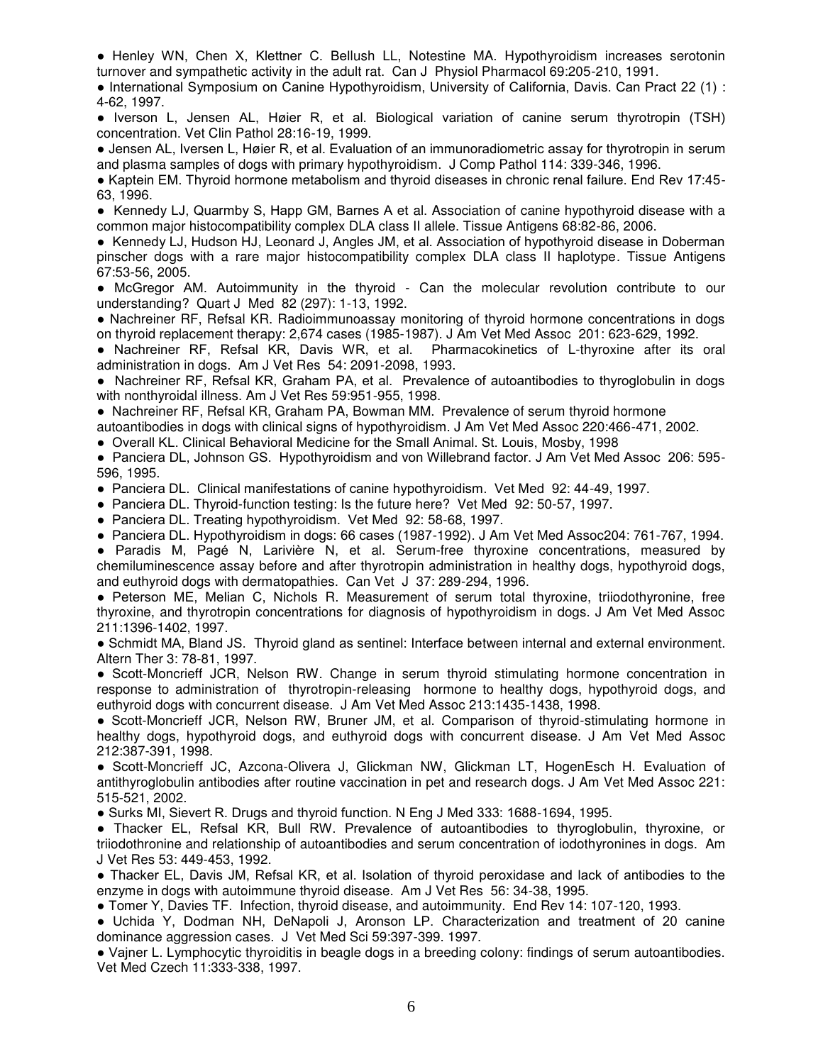- Henley WN, Chen X, Klettner C. Bellush LL, Notestine MA. Hypothyroidism increases serotonin turnover and sympathetic activity in the adult rat. Can J Physiol Pharmacol 69:205-210, 1991.
- International Symposium on Canine Hypothyroidism, University of California, Davis. Can Pract 22 (1) : 4-62, 1997.
- Iverson L, Jensen AL, Høier R, et al. Biological variation of canine serum thyrotropin (TSH) concentration. Vet Clin Pathol 28:16-19, 1999.
- Jensen AL, Iversen L, Høier R, et al. Evaluation of an immunoradiometric assay for thyrotropin in serum and plasma samples of dogs with primary hypothyroidism. J Comp Pathol 114: 339-346, 1996.
- Kaptein EM. Thyroid hormone metabolism and thyroid diseases in chronic renal failure. End Rev 17:45-63, 1996.
- Kennedy LJ, Quarmby S, Happ GM, Barnes A et al. Association of canine hypothyroid disease with a common major histocompatibility complex DLA class II allele. Tissue Antigens 68:82-86, 2006.
- Kennedy LJ, Hudson HJ, Leonard J, Angles JM, et al. Association of hypothyroid disease in Doberman pinscher dogs with a rare major histocompatibility complex DLA class II haplotype. Tissue Antigens 67:53-56, 2005.
- McGregor AM. Autoimmunity in the thyroid - Can the molecular revolution contribute to our understanding? Quart J Med 82 (297): 1-13, 1992.
- Nachreiner RF, Refsal KR. Radioimmunoassay monitoring of thyroid hormone concentrations in dogs on thyroid replacement therapy: 2,674 cases (1985-1987). J Am Vet Med Assoc 201: 623-629, 1992.
- Nachreiner RF, Refsal KR, Davis WR, et al. Pharmacokinetics of L-thyroxine after its oral administration in dogs. Am J Vet Res 54: 2091-2098, 1993.
- Nachreiner RF, Refsal KR, Graham PA, et al. Prevalence of autoantibodies to thyroglobulin in dogs with nonthyroidal illness. Am J Vet Res 59:951-955, 1998.
- Nachreiner RF, Refsal KR, Graham PA, Bowman MM. Prevalence of serum thyroid hormone autoantibodies in dogs with clinical signs of hypothyroidism. J Am Vet Med Assoc 220:466-471, 2002.
- Overall KL. Clinical Behavioral Medicine for the Small Animal. St. Louis, Mosby, 1998
- Panciera DL, Johnson GS. Hypothyroidism and von Willebrand factor. J Am Vet Med Assoc 206: 595-596, 1995.
- Panciera DL. Clinical manifestations of canine hypothyroidism. Vet Med 92: 44-49, 1997.
- Panciera DL. Thyroid-function testing: Is the future here? Vet Med 92: 50-57, 1997.
- Panciera DL. Treating hypothyroidism. Vet Med 92: 58-68, 1997.
- Panciera DL. Hypothyroidism in dogs: 66 cases (1987-1992). J Am Vet Med Assoc204: 761-767, 1994.
- Paradis M, Pagé N, Larivière N, et al. Serum-free thyroxine concentrations, measured by chemiluminescence assay before and after thyrotropin administration in healthy dogs, hypothyroid dogs, and euthyroid dogs with dermatopathies. Can Vet J 37: 289-294, 1996.
- Peterson ME, Melian C, Nichols R. Measurement of serum total thyroxine, triiodothyronine, free thyroxine, and thyrotropin concentrations for diagnosis of hypothyroidism in dogs. J Am Vet Med Assoc 211:1396-1402, 1997.
- Schmidt MA, Bland JS. Thyroid gland as sentinel: Interface between internal and external environment. Altern Ther 3: 78-81, 1997.
- Scott-Moncrieff JCR, Nelson RW. Change in serum thyroid stimulating hormone concentration in response to administration of thyrotropin-releasing hormone to healthy dogs, hypothyroid dogs, and euthyroid dogs with concurrent disease. J Am Vet Med Assoc 213:1435-1438, 1998.
- Scott-Moncrieff JCR, Nelson RW, Bruner JM, et al. Comparison of thyroid-stimulating hormone in healthy dogs, hypothyroid dogs, and euthyroid dogs with concurrent disease. J Am Vet Med Assoc 212:387-391, 1998.
- Scott-Moncrieff JC, Azcona-Olivera J, Glickman NW, Glickman LT, HogenEsch H. Evaluation of antithyroglobulin antibodies after routine vaccination in pet and research dogs. J Am Vet Med Assoc 221: 515-521, 2002.
- Surks MI, Sievert R. Drugs and thyroid function. N Eng J Med 333: 1688-1694, 1995.
- Thacker EL, Refsal KR, Bull RW. Prevalence of autoantibodies to thyroglobulin, thyroxine, or triiodothronine and relationship of autoantibodies and serum concentration of iodothyronines in dogs. Am J Vet Res 53: 449-453, 1992.
- Thacker EL, Davis JM, Refsal KR, et al. Isolation of thyroid peroxidase and lack of antibodies to the enzyme in dogs with autoimmune thyroid disease. Am J Vet Res 56: 34-38, 1995.
- Tomer Y, Davies TF. Infection, thyroid disease, and autoimmunity. End Rev 14: 107-120, 1993.
- Uchida Y, Dodman NH, DeNapoli J, Aronson LP. Characterization and treatment of 20 canine dominance aggression cases. J Vet Med Sci 59:397-399. 1997.
- Vajner L. Lymphocytic thyroiditis in beagle dogs in a breeding colony: findings of serum autoantibodies. Vet Med Czech 11:333-338, 1997.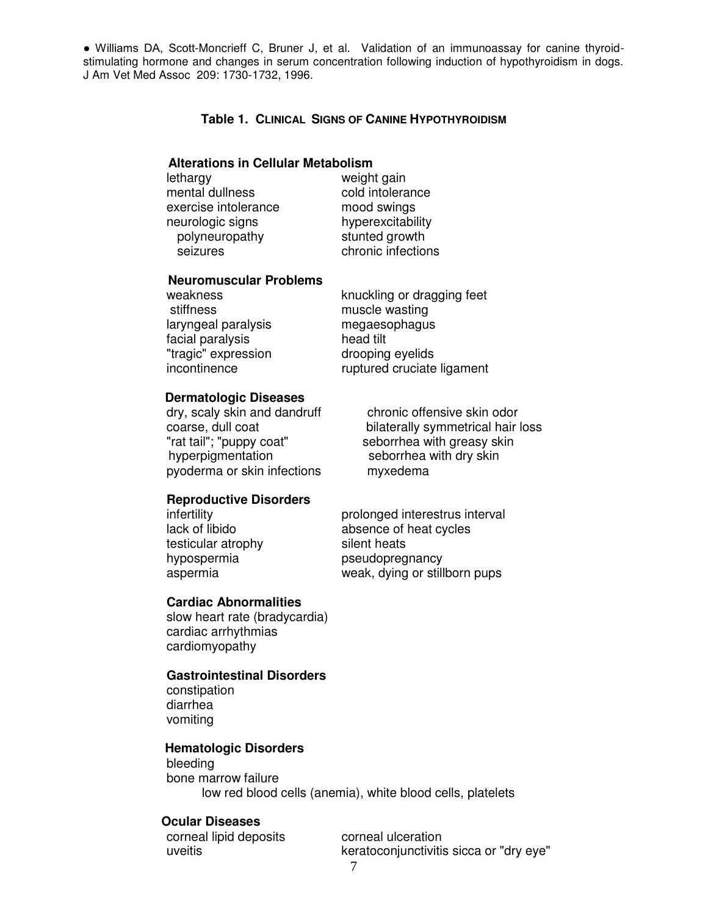- Williams DA, Scott-Moncrieff C, Bruner J, et al. Validation of an immunoassay for canine thyroid-stimulating hormone and changes in serum concentration following induction of hypothyroidism in dogs. J Am Vet Med Assoc 209: 1730-1732, 1996.

## Table 1. Clinical Signs of Canine Hypothyroidism

### Alterations in Cellular Metabolism

| | |
|---|---|
| lethargy | weight gain |
| mental dullness | cold intolerance |
| exercise intolerance | mood swings |
| neurologic signs | hyperexcitability |
| polyneuropathy | stunted growth |
| seizures | chronic infections |

### Neuromuscular Problems

| | |
|---|---|
| weakness | knuckling or dragging feet |
| stiffness | muscle wasting |
| laryngeal paralysis | megaesophagus |
| facial paralysis | head tilt |
| "tragic" expression | drooping eyelids |
| incontinence | ruptured cruciate ligament |

### Dermatologic Diseases

| | |
|---|---|
| dry, scaly skin and dandruff | chronic offensive skin odor |
| coarse, dull coat | bilaterally symmetrical hair loss |
| "rat tail"; "puppy coat" | seborrhea with greasy skin |
| hyperpigmentation | seborrhea with dry skin |
| pyoderma or skin infections | myxedema |

### Reproductive Disorders

| | |
|---|---|
| infertility | prolonged interestrus interval |
| lack of libido | absence of heat cycles |
| testicular atrophy | silent heats |
| hypospermia | pseudopregnancy |
| aspermia | weak, dying or stillborn pups |

### Cardiac Abnormalities

- slow heart rate (bradycardia)
- cardiac arrhythmias
- cardiomyopathy

### Gastrointestinal Disorders

- constipation
- diarrhea
- vomiting

### Hematologic Disorders

- bleeding
- bone marrow failure
  - low red blood cells (anemia), white blood cells, platelets

### Ocular Diseases

| | |
|---|---|
| corneal lipid deposits | corneal ulceration |
| uveitis | keratoconjunctivitis sicca or "dry eye" |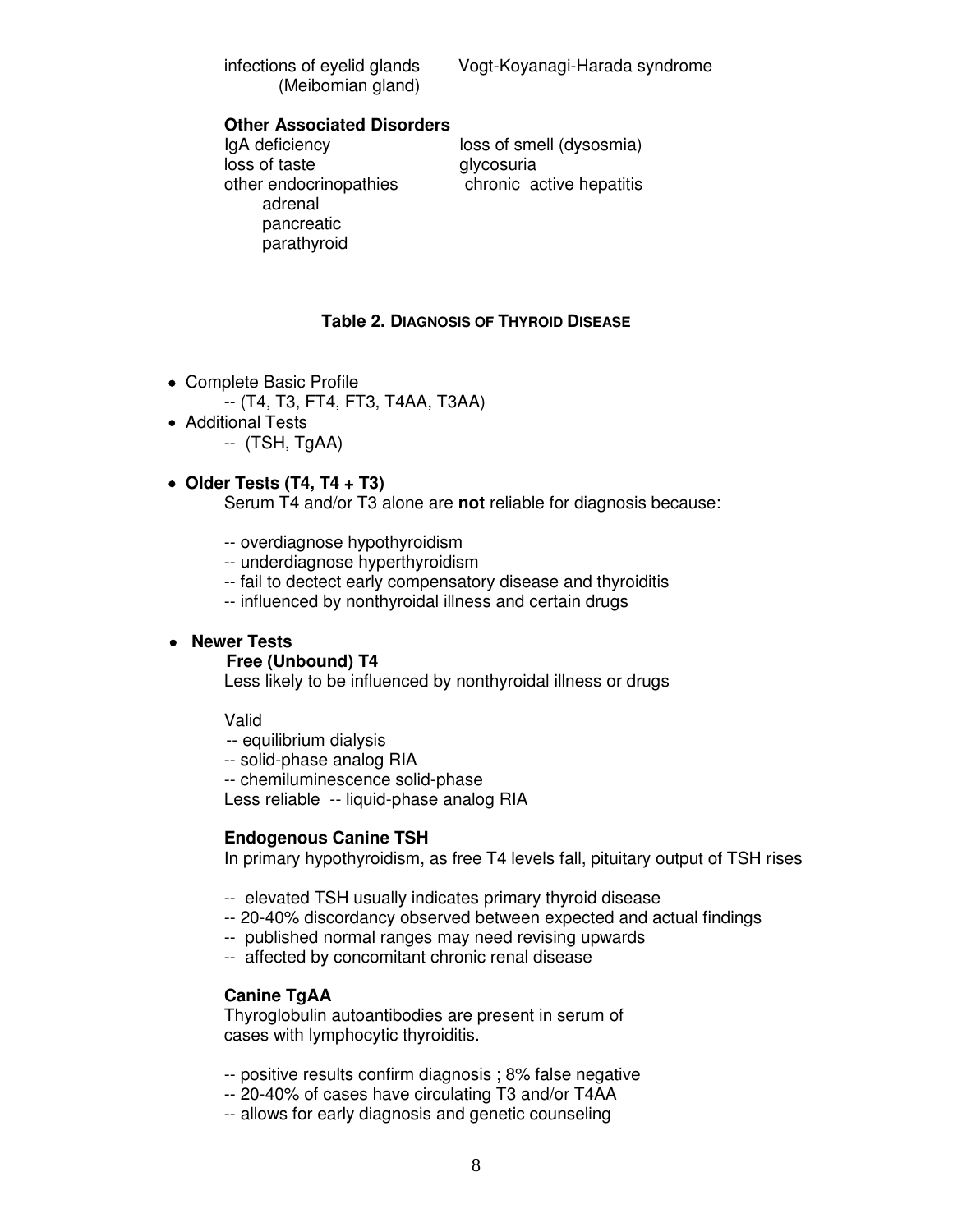infections of eyelid glands (Meibomian gland)    Vogt-Koyanagi-Harada syndrome

**Other Associated Disorders**

IgA deficiency    loss of smell (dysosmia)
loss of taste    glycosuria
other endocrinopathies    chronic active hepatitis
  adrenal
  pancreatic
  parathyroid

### Table 2. DIAGNOSIS OF THYROID DISEASE

- Complete Basic Profile
  -- (T4, T3, FT4, FT3, T4AA, T3AA)
- Additional Tests
  -- (TSH, TgAA)

- **Older Tests (T4, T4 + T3)**

  Serum T4 and/or T3 alone are **not** reliable for diagnosis because:

  -- overdiagnose hypothyroidism
  -- underdiagnose hyperthyroidism
  -- fail to dectect early compensatory disease and thyroiditis
  -- influenced by nonthyroidal illness and certain drugs

- **Newer Tests**

  **Free (Unbound) T4**

  Less likely to be influenced by nonthyroidal illness or drugs

  Valid
  -- equilibrium dialysis
  -- solid-phase analog RIA
  -- chemiluminescence solid-phase
  Less reliable -- liquid-phase analog RIA

  **Endogenous Canine TSH**

  In primary hypothyroidism, as free T4 levels fall, pituitary output of TSH rises

  -- elevated TSH usually indicates primary thyroid disease
  -- 20-40% discordancy observed between expected and actual findings
  -- published normal ranges may need revising upwards
  -- affected by concomitant chronic renal disease

  **Canine TgAA**

  Thyroglobulin autoantibodies are present in serum of cases with lymphocytic thyroiditis.

  -- positive results confirm diagnosis ; 8% false negative
  -- 20-40% of cases have circulating T3 and/or T4AA
  -- allows for early diagnosis and genetic counseling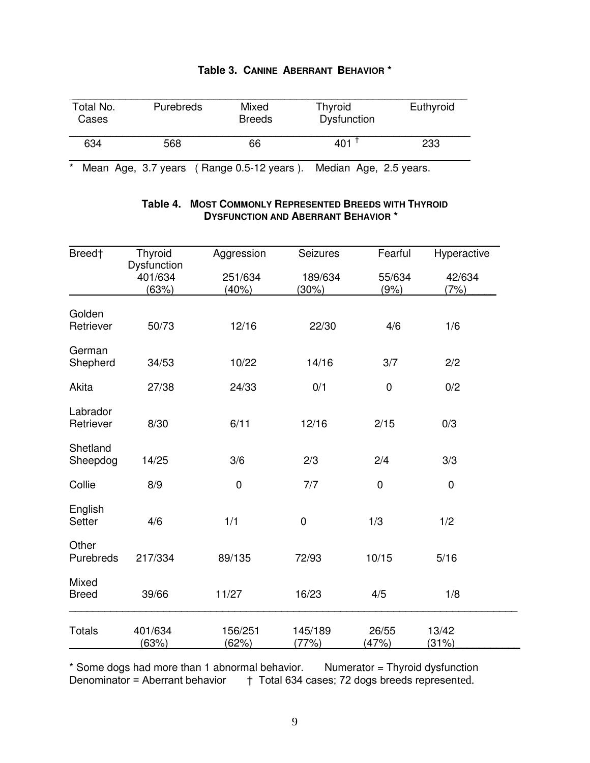**Table 3. CANINE ABERRANT BEHAVIOR ***

| Total No. Cases | Purebreds | Mixed Breeds | Thyroid Dysfunction | Euthyroid |
|---|---|---|---|---|
| 634 | 568 | 66 | 401 † | 233 |

* Mean Age, 3.7 years ( Range 0.5-12 years ). Median Age, 2.5 years.

**Table 4. MOST COMMONLY REPRESENTED BREEDS WITH THYROID DYSFUNCTION AND ABERRANT BEHAVIOR ***

| Breed† | Thyroid Dysfunction 401/634 (63%) | Aggression 251/634 (40%) | Seizures 189/634 (30%) | Fearful 55/634 (9%) | Hyperactive 42/634 (7%) |
|---|---|---|---|---|---|
| Golden Retriever | 50/73 | 12/16 | 22/30 | 4/6 | 1/6 |
| German Shepherd | 34/53 | 10/22 | 14/16 | 3/7 | 2/2 |
| Akita | 27/38 | 24/33 | 0/1 | 0 | 0/2 |
| Labrador Retriever | 8/30 | 6/11 | 12/16 | 2/15 | 0/3 |
| Shetland Sheepdog | 14/25 | 3/6 | 2/3 | 2/4 | 3/3 |
| Collie | 8/9 | 0 | 7/7 | 0 | 0 |
| English Setter | 4/6 | 1/1 | 0 | 1/3 | 1/2 |
| Other Purebreds | 217/334 | 89/135 | 72/93 | 10/15 | 5/16 |
| Mixed Breed | 39/66 | 11/27 | 16/23 | 4/5 | 1/8 |
| Totals | 401/634 (63%) | 156/251 (62%) | 145/189 (77%) | 26/55 (47%) | 13/42 (31%) |

* Some dogs had more than 1 abnormal behavior. Numerator = Thyroid dysfunction
Denominator = Aberrant behavior † Total 634 cases; 72 dogs breeds represented.